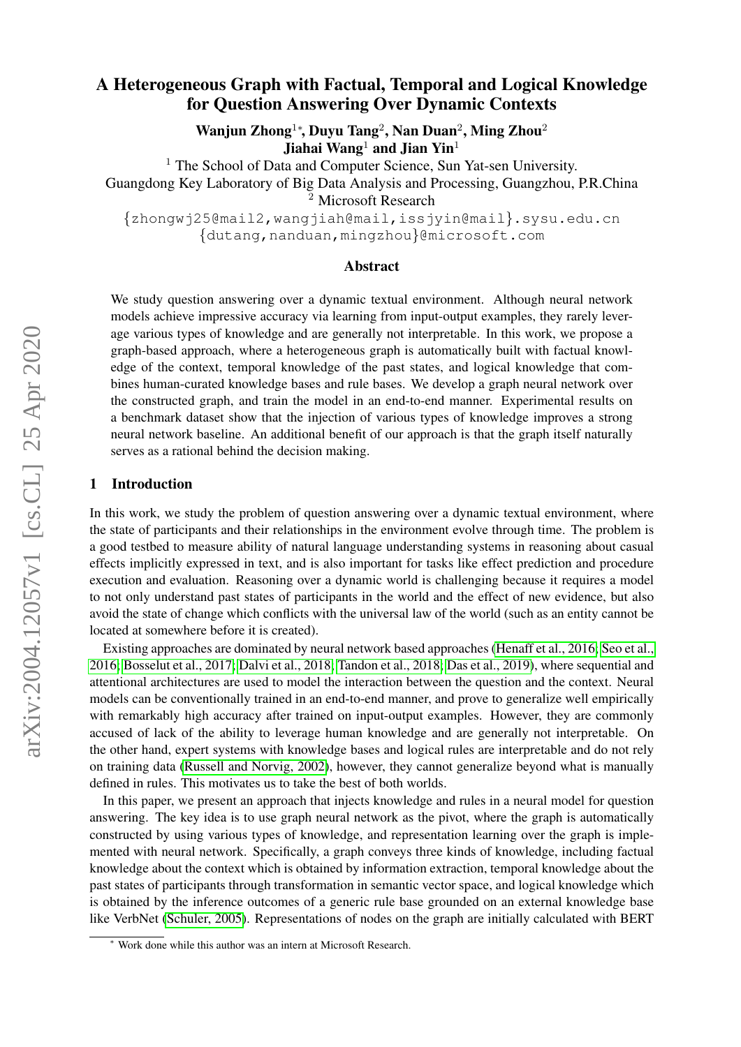# A Heterogeneous Graph with Factual, Temporal and Logical Knowledge for Question Answering Over Dynamic Contexts

**Wanjun Zhong**[1*], **Duyu Tang**[2], **Nan Duan**[2], **Ming Zhou**[2]
**Jiahai Wang**[1] **and Jian Yin**[1]

[1] The School of Data and Computer Science, Sun Yat-sen University.
Guangdong Key Laboratory of Big Data Analysis and Processing, Guangzhou, P.R.China
[2] Microsoft Research

{zhongwj25@mail2,wangjiah@mail,issjyin@mail}.sysu.edu.cn
{dutang,nanduan,mingzhou}@microsoft.com

## Abstract

We study question answering over a dynamic textual environment. Although neural network models achieve impressive accuracy via learning from input-output examples, they rarely leverage various types of knowledge and are generally not interpretable. In this work, we propose a graph-based approach, where a heterogeneous graph is automatically built with factual knowledge of the context, temporal knowledge of the past states, and logical knowledge that combines human-curated knowledge bases and rule bases. We develop a graph neural network over the constructed graph, and train the model in an end-to-end manner. Experimental results on a benchmark dataset show that the injection of various types of knowledge improves a strong neural network baseline. An additional benefit of our approach is that the graph itself naturally serves as a rational behind the decision making.

## 1 Introduction

In this work, we study the problem of question answering over a dynamic textual environment, where the state of participants and their relationships in the environment evolve through time. The problem is a good testbed to measure ability of natural language understanding systems in reasoning about casual effects implicitly expressed in text, and is also important for tasks like effect prediction and procedure execution and evaluation. Reasoning over a dynamic world is challenging because it requires a model to not only understand past states of participants in the world and the effect of new evidence, but also avoid the state of change which conflicts with the universal law of the world (such as an entity cannot be located at somewhere before it is created).

Existing approaches are dominated by neural network based approaches (Henaff et al., 2016; Seo et al., 2016; Bosselut et al., 2017; Dalvi et al., 2018; Tandon et al., 2018; Das et al., 2019), where sequential and attentional architectures are used to model the interaction between the question and the context. Neural models can be conventionally trained in an end-to-end manner, and prove to generalize well empirically with remarkably high accuracy after trained on input-output examples. However, they are commonly accused of lack of the ability to leverage human knowledge and are generally not interpretable. On the other hand, expert systems with knowledge bases and logical rules are interpretable and do not rely on training data (Russell and Norvig, 2002), however, they cannot generalize beyond what is manually defined in rules. This motivates us to take the best of both worlds.

In this paper, we present an approach that injects knowledge and rules in a neural model for question answering. The key idea is to use graph neural network as the pivot, where the graph is automatically constructed by using various types of knowledge, and representation learning over the graph is implemented with neural network. Specifically, a graph conveys three kinds of knowledge, including factual knowledge about the context which is obtained by information extraction, temporal knowledge about the past states of participants through transformation in semantic vector space, and logical knowledge which is obtained by the inference outcomes of a generic rule base grounded on an external knowledge base like VerbNet (Schuler, 2005). Representations of nodes on the graph are initially calculated with BERT

* Work done while this author was an intern at Microsoft Research.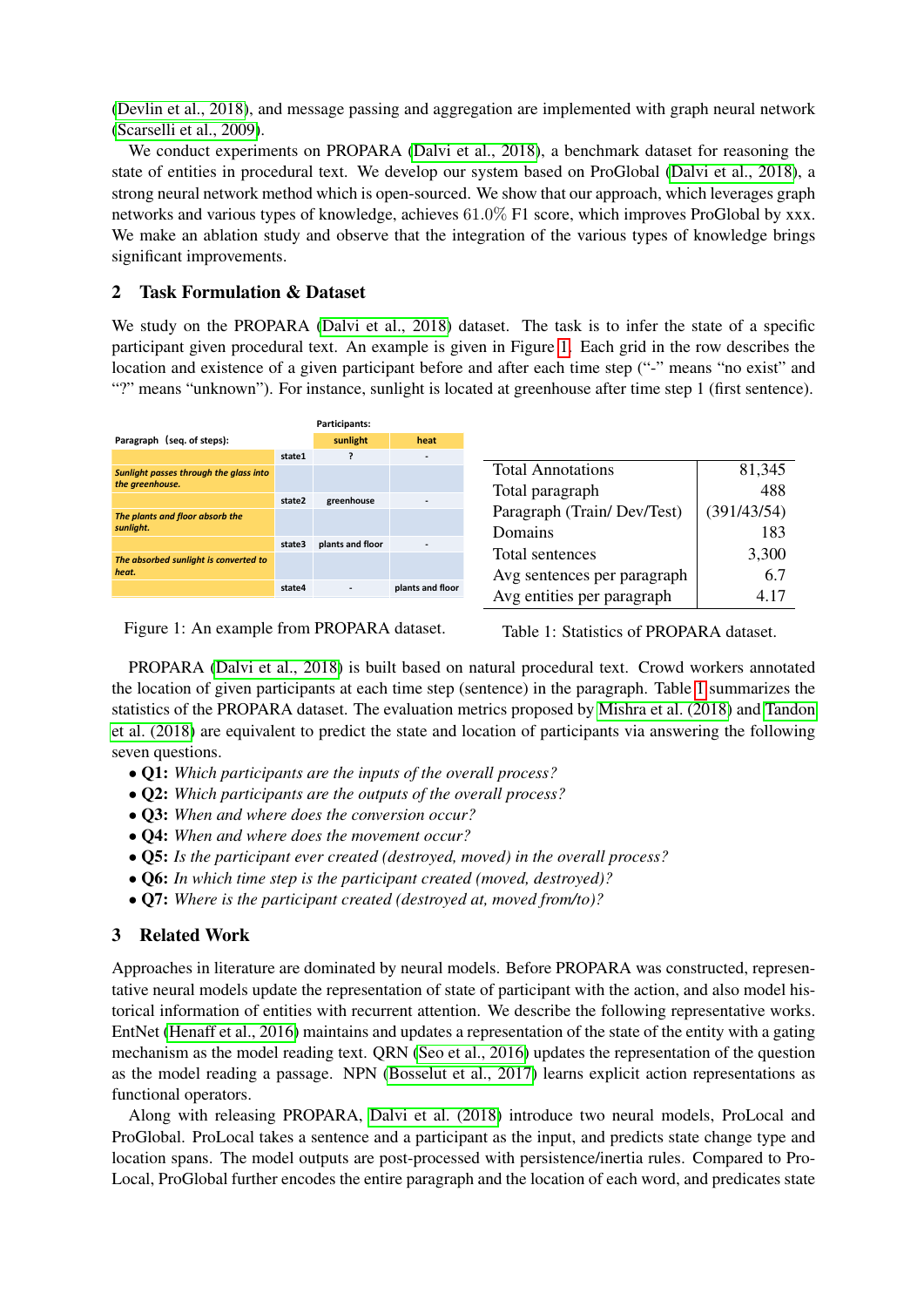(Devlin et al., 2018), and message passing and aggregation are implemented with graph neural network (Scarselli et al., 2009).

We conduct experiments on PROPARA (Dalvi et al., 2018), a benchmark dataset for reasoning the state of entities in procedural text. We develop our system based on ProGlobal (Dalvi et al., 2018), a strong neural network method which is open-sourced. We show that our approach, which leverages graph networks and various types of knowledge, achieves 61.0% F1 score, which improves ProGlobal by xxx. We make an ablation study and observe that the integration of the various types of knowledge brings significant improvements.

## 2 Task Formulation & Dataset

We study on the PROPARA (Dalvi et al., 2018) dataset. The task is to infer the state of a specific participant given procedural text. An example is given in Figure 1. Each grid in the row describes the location and existence of a given participant before and after each time step ("-" means "no exist" and "?" means "unknown"). For instance, sunlight is located at greenhouse after time step 1 (first sentence).

| Paragraph (seq. of steps): | | Participants: sunlight | heat |
|---|---|---|---|
| | state1 | ? | - |
| *Sunlight passes through the glass into the greenhouse.* | | | |
| | state2 | greenhouse | - |
| *The plants and floor absorb the sunlight.* | | | |
| | state3 | plants and floor | - |
| *The absorbed sunlight is converted to heat.* | | | |
| | state4 | - | plants and floor |

Figure 1: An example from PROPARA dataset.

| | |
|---|---|
| Total Annotations | 81,345 |
| Total paragraph | 488 |
| Paragraph (Train/ Dev/Test) | (391/43/54) |
| Domains | 183 |
| Total sentences | 3,300 |
| Avg sentences per paragraph | 6.7 |
| Avg entities per paragraph | 4.17 |

Table 1: Statistics of PROPARA dataset.

PROPARA (Dalvi et al., 2018) is built based on natural procedural text. Crowd workers annotated the location of given participants at each time step (sentence) in the paragraph. Table 1 summarizes the statistics of the PROPARA dataset. The evaluation metrics proposed by Mishra et al. (2018) and Tandon et al. (2018) are equivalent to predict the state and location of participants via answering the following seven questions.

- **Q1:** *Which participants are the inputs of the overall process?*
- **Q2:** *Which participants are the outputs of the overall process?*
- **Q3:** *When and where does the conversion occur?*
- **Q4:** *When and where does the movement occur?*
- **Q5:** *Is the participant ever created (destroyed, moved) in the overall process?*
- **Q6:** *In which time step is the participant created (moved, destroyed)?*
- **Q7:** *Where is the participant created (destroyed at, moved from/to)?*

## 3 Related Work

Approaches in literature are dominated by neural models. Before PROPARA was constructed, representative neural models update the representation of state of participant with the action, and also model historical information of entities with recurrent attention. We describe the following representative works. EntNet (Henaff et al., 2016) maintains and updates a representation of the state of the entity with a gating mechanism as the model reading text. QRN (Seo et al., 2016) updates the representation of the question as the model reading a passage. NPN (Bosselut et al., 2017) learns explicit action representations as functional operators.

Along with releasing PROPARA, Dalvi et al. (2018) introduce two neural models, ProLocal and ProGlobal. ProLocal takes a sentence and a participant as the input, and predicts state change type and location spans. The model outputs are post-processed with persistence/inertia rules. Compared to ProLocal, ProGlobal further encodes the entire paragraph and the location of each word, and predicates state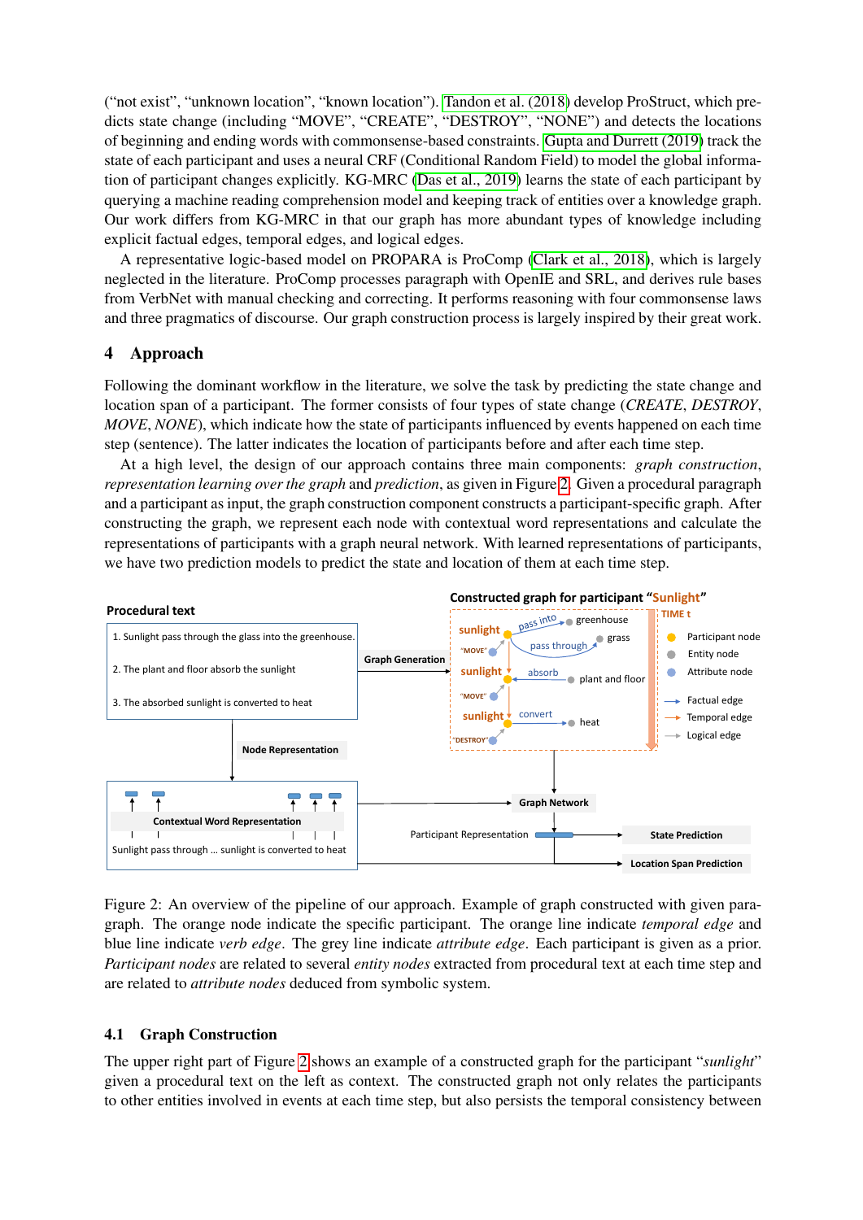("not exist", "unknown location", "known location"). Tandon et al. (2018) develop ProStruct, which predicts state change (including "MOVE", "CREATE", "DESTROY", "NONE") and detects the locations of beginning and ending words with commonsense-based constraints. Gupta and Durrett (2019) track the state of each participant and uses a neural CRF (Conditional Random Field) to model the global information of participant changes explicitly. KG-MRC (Das et al., 2019) learns the state of each participant by querying a machine reading comprehension model and keeping track of entities over a knowledge graph. Our work differs from KG-MRC in that our graph has more abundant types of knowledge including explicit factual edges, temporal edges, and logical edges.

A representative logic-based model on PROPARA is ProComp (Clark et al., 2018), which is largely neglected in the literature. ProComp processes paragraph with OpenIE and SRL, and derives rule bases from VerbNet with manual checking and correcting. It performs reasoning with four commonsense laws and three pragmatics of discourse. Our graph construction process is largely inspired by their great work.

## 4 Approach

Following the dominant workflow in the literature, we solve the task by predicting the state change and location span of a participant. The former consists of four types of state change (*CREATE*, *DESTROY*, *MOVE*, *NONE*), which indicate how the state of participants influenced by events happened on each time step (sentence). The latter indicates the location of participants before and after each time step.

At a high level, the design of our approach contains three main components: *graph construction*, *representation learning over the graph* and *prediction*, as given in Figure 2. Given a procedural paragraph and a participant as input, the graph construction component constructs a participant-specific graph. After constructing the graph, we represent each node with contextual word representations and calculate the representations of participants with a graph neural network. With learned representations of participants, we have two prediction models to predict the state and location of them at each time step.

Figure 2: An overview of the pipeline of our approach. Example of graph constructed with given paragraph. The orange node indicate the specific participant. The orange line indicate *temporal edge* and blue line indicate *verb edge*. The grey line indicate *attribute edge*. Each participant is given as a prior. *Participant nodes* are related to several *entity nodes* extracted from procedural text at each time step and are related to *attribute nodes* deduced from symbolic system.

### 4.1 Graph Construction

The upper right part of Figure 2 shows an example of a constructed graph for the participant "*sunlight*" given a procedural text on the left as context. The constructed graph not only relates the participants to other entities involved in events at each time step, but also persists the temporal consistency between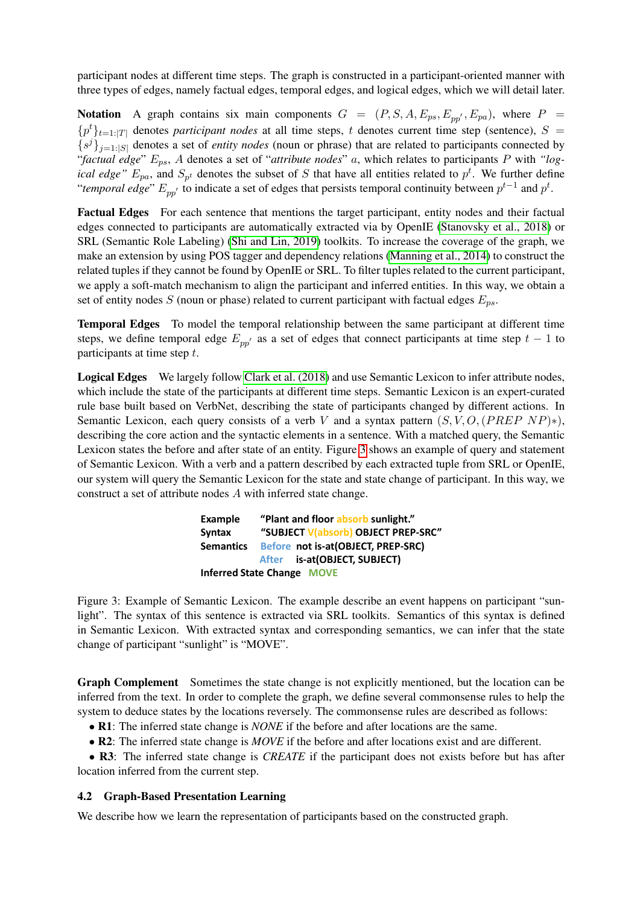participant nodes at different time steps. The graph is constructed in a participant-oriented manner with three types of edges, namely factual edges, temporal edges, and logical edges, which we will detail later.

**Notation** A graph contains six main components $G = (P, S, A, E_{ps}, E_{pp'}, E_{pa})$, where $P = \{p^t\}_{t=1:|T|}$ denotes *participant nodes* at all time steps, $t$ denotes current time step (sentence), $S = \{s^j\}_{j=1:|S|}$ denotes a set of *entity nodes* (noun or phrase) that are related to participants connected by "*factual edge*" $E_{ps}$, $A$ denotes a set of "*attribute nodes*" $a$, which relates to participants $P$ with "*logical edge*" $E_{pa}$, and $S_{p^t}$ denotes the subset of $S$ that have all entities related to $p^t$. We further define "*temporal edge*" $E_{pp'}$ to indicate a set of edges that persists temporal continuity between $p^{t-1}$ and $p^t$.

**Factual Edges** For each sentence that mentions the target participant, entity nodes and their factual edges connected to participants are automatically extracted via by OpenIE (Stanovsky et al., 2018) or SRL (Semantic Role Labeling) (Shi and Lin, 2019) toolkits. To increase the coverage of the graph, we make an extension by using POS tagger and dependency relations (Manning et al., 2014) to construct the related tuples if they cannot be found by OpenIE or SRL. To filter tuples related to the current participant, we apply a soft-match mechanism to align the participant and inferred entities. In this way, we obtain a set of entity nodes $S$ (noun or phase) related to current participant with factual edges $E_{ps}$.

**Temporal Edges** To model the temporal relationship between the same participant at different time steps, we define temporal edge $E_{pp'}$ as a set of edges that connect participants at time step $t-1$ to participants at time step $t$.

**Logical Edges** We largely follow Clark et al. (2018) and use Semantic Lexicon to infer attribute nodes, which include the state of the participants at different time steps. Semantic Lexicon is an expert-curated rule base built based on VerbNet, describing the state of participants changed by different actions. In Semantic Lexicon, each query consists of a verb $V$ and a syntax pattern $(S, V, O, (PREP\ NP)*)$, describing the core action and the syntactic elements in a sentence. With a matched query, the Semantic Lexicon states the before and after state of an entity. Figure 3 shows an example of query and statement of Semantic Lexicon. With a verb and a pattern described by each extracted tuple from SRL or OpenIE, our system will query the Semantic Lexicon for the state and state change of participant. In this way, we construct a set of attribute nodes $A$ with inferred state change.

| | |
|---|---|
| **Example** | **"Plant and floor absorb sunlight."** |
| **Syntax** | **"SUBJECT V(absorb) OBJECT PREP-SRC"** |
| **Semantics** | **Before** not is-at(OBJECT, PREP-SRC) |
| | **After** is-at(OBJECT, SUBJECT) |
| **Inferred State Change** | **MOVE** |

Figure 3: Example of Semantic Lexicon. The example describe an event happens on participant "sunlight". The syntax of this sentence is extracted via SRL toolkits. Semantics of this syntax is defined in Semantic Lexicon. With extracted syntax and corresponding semantics, we can infer that the state change of participant "sunlight" is "MOVE".

**Graph Complement** Sometimes the state change is not explicitly mentioned, but the location can be inferred from the text. In order to complete the graph, we define several commonsense rules to help the system to deduce states by the locations reversely. The commonsense rules are described as follows:

- **R1**: The inferred state change is *NONE* if the before and after locations are the same.
- **R2**: The inferred state change is *MOVE* if the before and after locations exist and are different.
- **R3**: The inferred state change is *CREATE* if the participant does not exists before but has after location inferred from the current step.

### 4.2 Graph-Based Presentation Learning

We describe how we learn the representation of participants based on the constructed graph.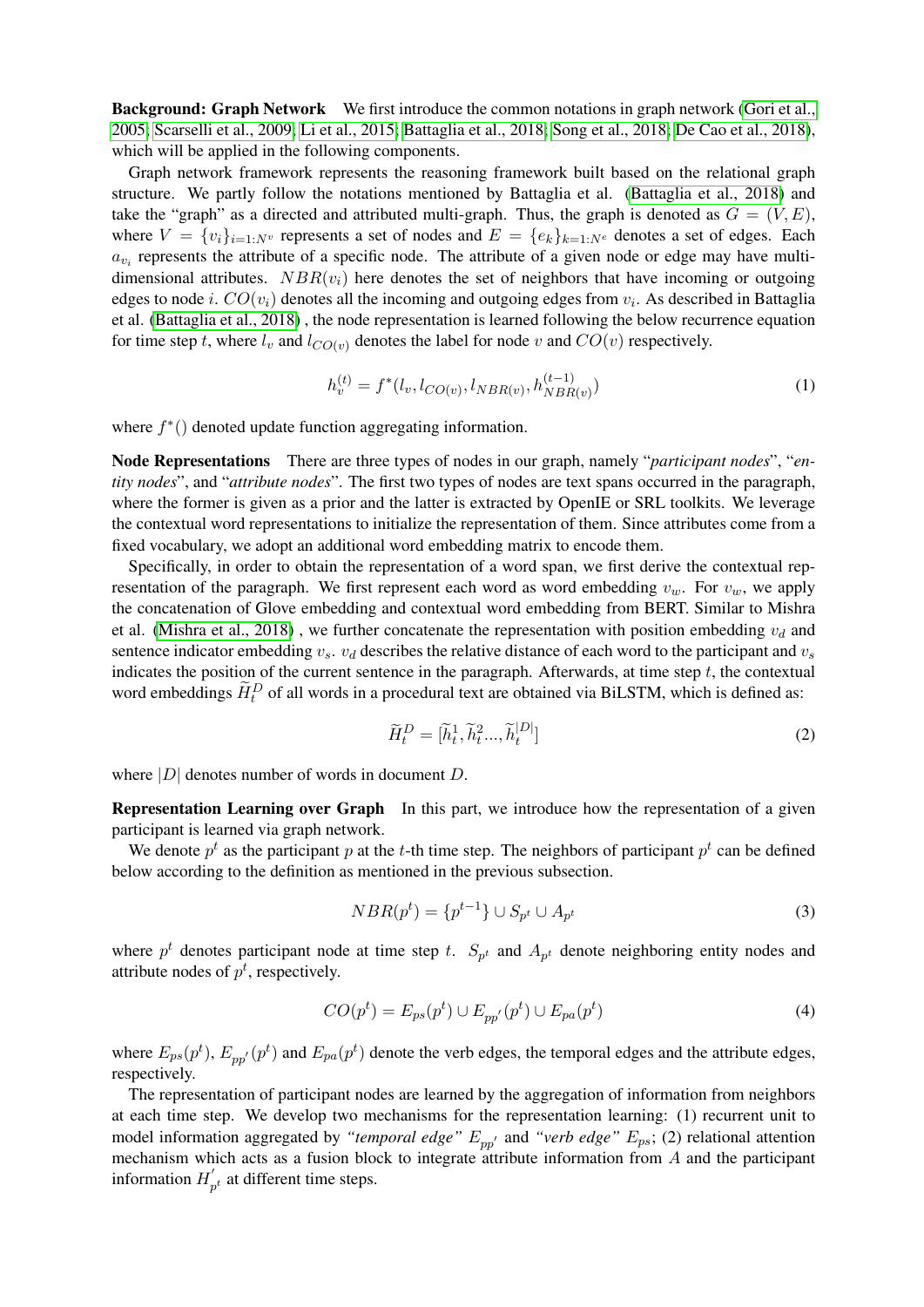**Background: Graph Network** We first introduce the common notations in graph network (Gori et al., 2005; Scarselli et al., 2009; Li et al., 2015; Battaglia et al., 2018; Song et al., 2018; De Cao et al., 2018), which will be applied in the following components.

Graph network framework represents the reasoning framework built based on the relational graph structure. We partly follow the notations mentioned by Battaglia et al. (Battaglia et al., 2018) and take the "graph" as a directed and attributed multi-graph. Thus, the graph is denoted as $G = (V, E)$, where $V = \{v_i\}_{i=1:N^v}$ represents a set of nodes and $E = \{e_k\}_{k=1:N^e}$ denotes a set of edges. Each $a_{v_i}$ represents the attribute of a specific node. The attribute of a given node or edge may have multi-dimensional attributes. $NBR(v_i)$ here denotes the set of neighbors that have incoming or outgoing edges to node $i$. $CO(v_i)$ denotes all the incoming and outgoing edges from $v_i$. As described in Battaglia et al. (Battaglia et al., 2018) , the node representation is learned following the below recurrence equation for time step $t$, where $l_v$ and $l_{CO(v)}$ denotes the label for node $v$ and $CO(v)$ respectively.

$$h_v^{(t)} = f^*(l_v, l_{CO(v)}, l_{NBR(v)}, h_{NBR(v)}^{(t-1)}) \tag{1}$$

where $f^*()$ denoted update function aggregating information.

**Node Representations** There are three types of nodes in our graph, namely "*participant nodes*", "*entity nodes*", and "*attribute nodes*". The first two types of nodes are text spans occurred in the paragraph, where the former is given as a prior and the latter is extracted by OpenIE or SRL toolkits. We leverage the contextual word representations to initialize the representation of them. Since attributes come from a fixed vocabulary, we adopt an additional word embedding matrix to encode them.

Specifically, in order to obtain the representation of a word span, we first derive the contextual representation of the paragraph. We first represent each word as word embedding $v_w$. For $v_w$, we apply the concatenation of Glove embedding and contextual word embedding from BERT. Similar to Mishra et al. (Mishra et al., 2018) , we further concatenate the representation with position embedding $v_d$ and sentence indicator embedding $v_s$. $v_d$ describes the relative distance of each word to the participant and $v_s$ indicates the position of the current sentence in the paragraph. Afterwards, at time step $t$, the contextual word embeddings $\widetilde{H}_t^D$ of all words in a procedural text are obtained via BiLSTM, which is defined as:

$$\widetilde{H}_t^D = [\widetilde{h}_t^1, \widetilde{h}_t^2 ..., \widetilde{h}_t^{|D|}] \tag{2}$$

where $|D|$ denotes number of words in document $D$.

**Representation Learning over Graph** In this part, we introduce how the representation of a given participant is learned via graph network.

We denote $p^t$ as the participant $p$ at the $t$-th time step. The neighbors of participant $p^t$ can be defined below according to the definition as mentioned in the previous subsection.

$$NBR(p^t) = \{p^{t-1}\} \cup S_{p^t} \cup A_{p^t} \tag{3}$$

where $p^t$ denotes participant node at time step $t$. $S_{p^t}$ and $A_{p^t}$ denote neighboring entity nodes and attribute nodes of $p^t$, respectively.

$$CO(p^t) = E_{ps}(p^t) \cup E_{pp'}(p^t) \cup E_{pa}(p^t) \tag{4}$$

where $E_{ps}(p^t)$, $E_{pp'}(p^t)$ and $E_{pa}(p^t)$ denote the verb edges, the temporal edges and the attribute edges, respectively.

The representation of participant nodes are learned by the aggregation of information from neighbors at each time step. We develop two mechanisms for the representation learning: (1) recurrent unit to model information aggregated by *"temporal edge"* $E_{pp'}$ and *"verb edge"* $E_{ps}$; (2) relational attention mechanism which acts as a fusion block to integrate attribute information from $A$ and the participant information $H'_{p^t}$ at different time steps.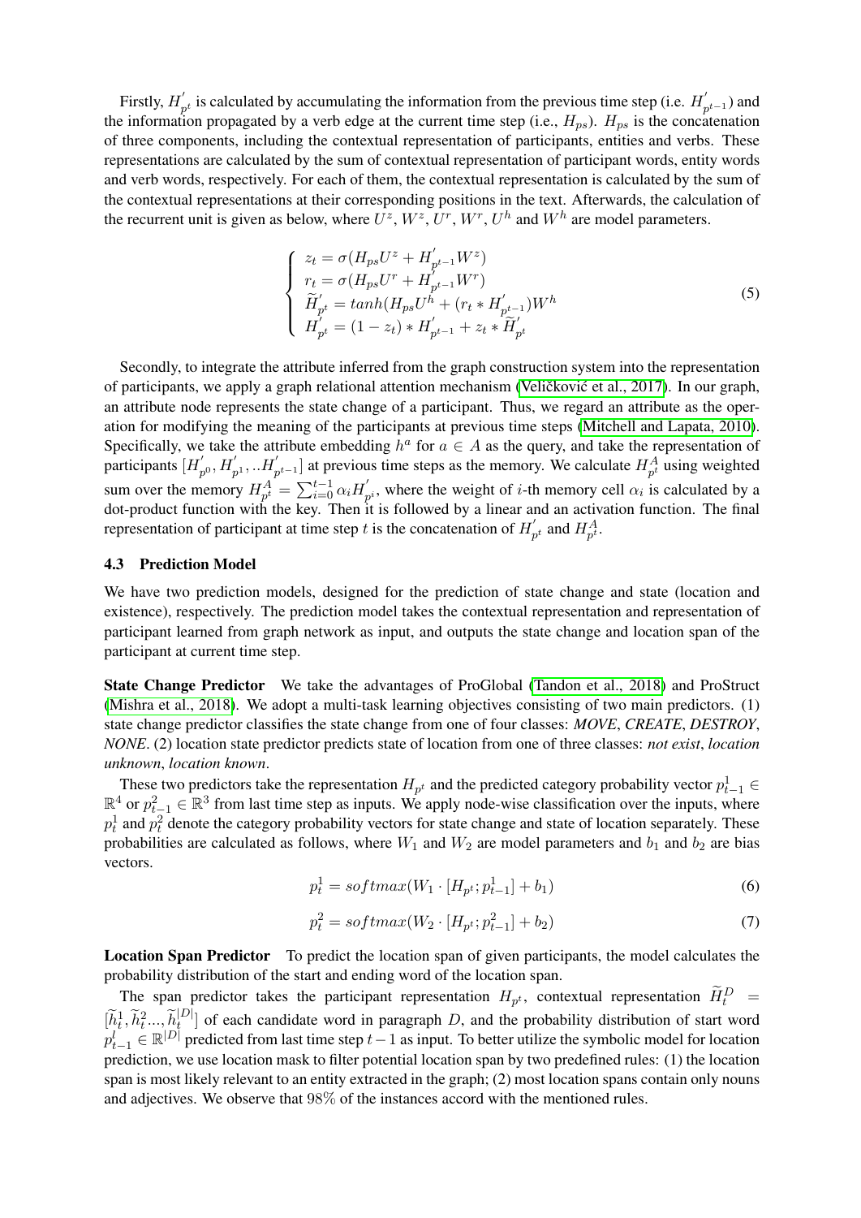Firstly, $H^{'}_{p^t}$ is calculated by accumulating the information from the previous time step (i.e. $H^{'}_{p^{t-1}}$) and the information propagated by a verb edge at the current time step (i.e., $H_{ps}$). $H_{ps}$ is the concatenation of three components, including the contextual representation of participants, entities and verbs. These representations are calculated by the sum of contextual representation of participant words, entity words and verb words, respectively. For each of them, the contextual representation is calculated by the sum of the contextual representations at their corresponding positions in the text. Afterwards, the calculation of the recurrent unit is given as below, where $U^z$, $W^z$, $U^r$, $W^r$, $U^h$ and $W^h$ are model parameters.

$$
\begin{cases}
z_t = \sigma(H_{ps}U^z + H^{'}_{p^{t-1}}W^z) \\
r_t = \sigma(H_{ps}U^r + H^{'}_{p^{t-1}}W^r) \\
\widetilde{H}^{'}_{p^t} = tanh(H_{ps}U^h + (r_t * H^{'}_{p^{t-1}})W^h \\
H^{'}_{p^t} = (1 - z_t) * H^{'}_{p^{t-1}} + z_t * \widetilde{H}^{'}_{p^t}
\end{cases}
\tag{5}
$$

Secondly, to integrate the attribute inferred from the graph construction system into the representation of participants, we apply a graph relational attention mechanism (Veličković et al., 2017). In our graph, an attribute node represents the state change of a participant. Thus, we regard an attribute as the operation for modifying the meaning of the participants at previous time steps (Mitchell and Lapata, 2010). Specifically, we take the attribute embedding $h^a$ for $a \in A$ as the query, and take the representation of participants $[H^{'}_{p^0}, H^{'}_{p^1}, ..H^{'}_{p^{t-1}}]$ at previous time steps as the memory. We calculate $H^A_{p^t}$ using weighted sum over the memory $H^A_{p^t} = \sum_{i=0}^{t-1} \alpha_i H^{'}_{p^i}$, where the weight of $i$-th memory cell $\alpha_i$ is calculated by a dot-product function with the key. Then it is followed by a linear and an activation function. The final representation of participant at time step $t$ is the concatenation of $H^{'}_{p^t}$ and $H^A_{p^t}$.

### 4.3 Prediction Model

We have two prediction models, designed for the prediction of state change and state (location and existence), respectively. The prediction model takes the contextual representation and representation of participant learned from graph network as input, and outputs the state change and location span of the participant at current time step.

**State Change Predictor** We take the advantages of ProGlobal (Tandon et al., 2018) and ProStruct (Mishra et al., 2018). We adopt a multi-task learning objectives consisting of two main predictors. (1) state change predictor classifies the state change from one of four classes: ***MOVE***, ***CREATE***, ***DESTROY***, ***NONE***. (2) location state predictor predicts state of location from one of three classes: *not exist*, *location unknown*, *location known*.

These two predictors take the representation $H_{p^t}$ and the predicted category probability vector $p^1_{t-1} \in \mathbb{R}^4$ or $p^2_{t-1} \in \mathbb{R}^3$ from last time step as inputs. We apply node-wise classification over the inputs, where $p^1_t$ and $p^2_t$ denote the category probability vectors for state change and state of location separately. These probabilities are calculated as follows, where $W_1$ and $W_2$ are model parameters and $b_1$ and $b_2$ are bias vectors.

$$
p^1_t = softmax(W_1 \cdot [H_{p^t}; p^1_{t-1}] + b_1) \tag{6}
$$

$$
p^2_t = softmax(W_2 \cdot [H_{p^t}; p^2_{t-1}] + b_2) \tag{7}
$$

**Location Span Predictor** To predict the location span of given participants, the model calculates the probability distribution of the start and ending word of the location span.

The span predictor takes the participant representation $H_{p^t}$, contextual representation $\widetilde{H}^D_t = [\widetilde{h}^1_t, \widetilde{h}^2_t ..., \widetilde{h}^{|D|}_t]$ of each candidate word in paragraph $D$, and the probability distribution of start word $p^l_{t-1} \in \mathbb{R}^{|D|}$ predicted from last time step $t-1$ as input. To better utilize the symbolic model for location prediction, we use location mask to filter potential location span by two predefined rules: (1) the location span is most likely relevant to an entity extracted in the graph; (2) most location spans contain only nouns and adjectives. We observe that $98\%$ of the instances accord with the mentioned rules.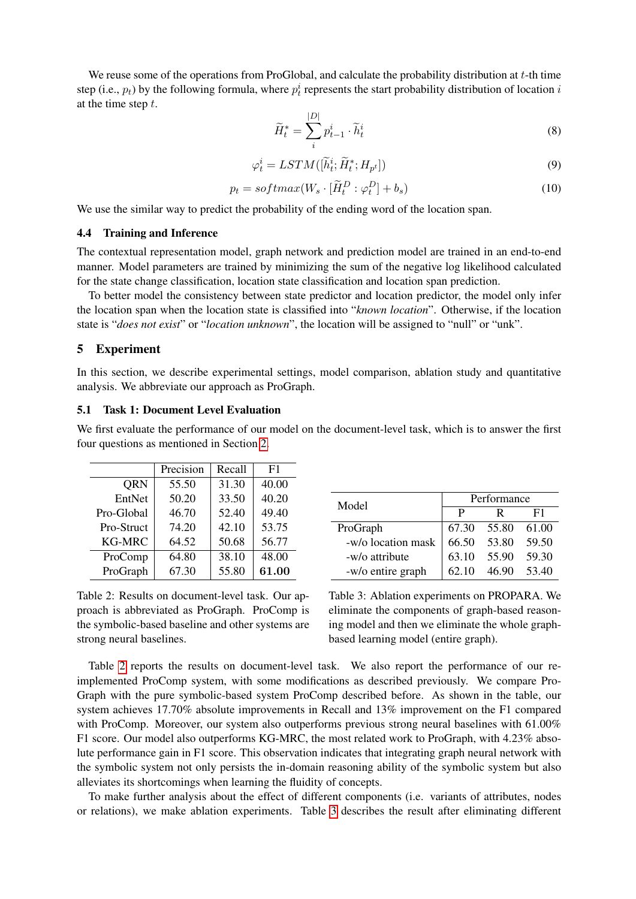We reuse some of the operations from ProGlobal, and calculate the probability distribution at $t$-th time step (i.e., $p_t$) by the following formula, where $p_t^i$ represents the start probability distribution of location $i$ at the time step $t$.

$$\widetilde{H}_t^* = \sum_i^{|D|} p_{t-1}^i \cdot \widetilde{h}_t^i \tag{8}$$

$$\varphi_t^i = LSTM([\widetilde{h}_t^i; \widetilde{H}_t^*; H_{p^t}]) \tag{9}$$

$$p_t = softmax(W_s \cdot [\widetilde{H}_t^D : \varphi_t^D] + b_s) \tag{10}$$

We use the similar way to predict the probability of the ending word of the location span.

### 4.4 Training and Inference

The contextual representation model, graph network and prediction model are trained in an end-to-end manner. Model parameters are trained by minimizing the sum of the negative log likelihood calculated for the state change classification, location state classification and location span prediction.

To better model the consistency between state predictor and location predictor, the model only infer the location span when the location state is classified into "*known location*". Otherwise, if the location state is "*does not exist*" or "*location unknown*", the location will be assigned to "null" or "unk".

## 5 Experiment

In this section, we describe experimental settings, model comparison, ablation study and quantitative analysis. We abbreviate our approach as ProGraph.

### 5.1 Task 1: Document Level Evaluation

We first evaluate the performance of our model on the document-level task, which is to answer the first four questions as mentioned in Section 2.

| | Precision | Recall | F1 |
|---|---|---|---|
| QRN | 55.50 | 31.30 | 40.00 |
| EntNet | 50.20 | 33.50 | 40.20 |
| Pro-Global | 46.70 | 52.40 | 49.40 |
| Pro-Struct | 74.20 | 42.10 | 53.75 |
| KG-MRC | 64.52 | 50.68 | 56.77 |
| ProComp | 64.80 | 38.10 | 48.00 |
| ProGraph | 67.30 | 55.80 | **61.00** |

Table 2: Results on document-level task. Our approach is abbreviated as ProGraph. ProComp is the symbolic-based baseline and other systems are strong neural baselines.

| Model | Performance | | |
|---|---|---|---|
| | P | R | F1 |
| ProGraph | 67.30 | 55.80 | 61.00 |
| -w/o location mask | 66.50 | 53.80 | 59.50 |
| -w/o attribute | 63.10 | 55.90 | 59.30 |
| -w/o entire graph | 62.10 | 46.90 | 53.40 |

Table 3: Ablation experiments on PROPARA. We eliminate the components of graph-based reasoning model and then we eliminate the whole graph-based learning model (entire graph).

Table 2 reports the results on document-level task. We also report the performance of our re-implemented ProComp system, with some modifications as described previously. We compare ProGraph with the pure symbolic-based system ProComp described before. As shown in the table, our system achieves 17.70% absolute improvements in Recall and 13% improvement on the F1 compared with ProComp. Moreover, our system also outperforms previous strong neural baselines with 61.00% F1 score. Our model also outperforms KG-MRC, the most related work to ProGraph, with 4.23% absolute performance gain in F1 score. This observation indicates that integrating graph neural network with the symbolic system not only persists the in-domain reasoning ability of the symbolic system but also alleviates its shortcomings when learning the fluidity of concepts.

To make further analysis about the effect of different components (i.e. variants of attributes, nodes or relations), we make ablation experiments. Table 3 describes the result after eliminating different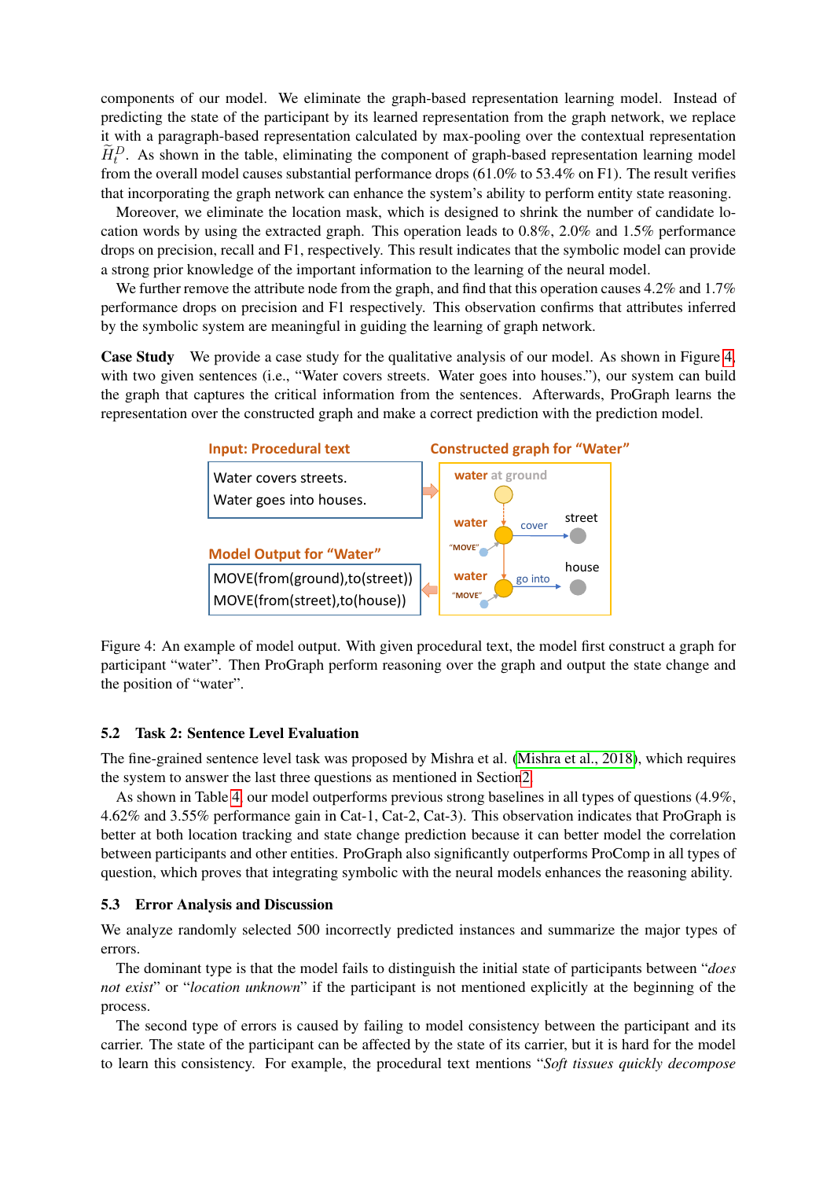components of our model. We eliminate the graph-based representation learning model. Instead of predicting the state of the participant by its learned representation from the graph network, we replace it with a paragraph-based representation calculated by max-pooling over the contextual representation $\widetilde{H}_t^D$. As shown in the table, eliminating the component of graph-based representation learning model from the overall model causes substantial performance drops (61.0% to 53.4% on F1). The result verifies that incorporating the graph network can enhance the system's ability to perform entity state reasoning.

Moreover, we eliminate the location mask, which is designed to shrink the number of candidate location words by using the extracted graph. This operation leads to 0.8%, 2.0% and 1.5% performance drops on precision, recall and F1, respectively. This result indicates that the symbolic model can provide a strong prior knowledge of the important information to the learning of the neural model.

We further remove the attribute node from the graph, and find that this operation causes 4.2% and 1.7% performance drops on precision and F1 respectively. This observation confirms that attributes inferred by the symbolic system are meaningful in guiding the learning of graph network.

**Case Study** We provide a case study for the qualitative analysis of our model. As shown in Figure 4, with two given sentences (i.e., "Water covers streets. Water goes into houses."), our system can build the graph that captures the critical information from the sentences. Afterwards, ProGraph learns the representation over the constructed graph and make a correct prediction with the prediction model.

Figure 4: An example of model output. With given procedural text, the model first construct a graph for participant "water". Then ProGraph perform reasoning over the graph and output the state change and the position of "water".

### 5.2 Task 2: Sentence Level Evaluation

The fine-grained sentence level task was proposed by Mishra et al. (Mishra et al., 2018), which requires the system to answer the last three questions as mentioned in Section 2.

As shown in Table 4, our model outperforms previous strong baselines in all types of questions (4.9%, 4.62% and 3.55% performance gain in Cat-1, Cat-2, Cat-3). This observation indicates that ProGraph is better at both location tracking and state change prediction because it can better model the correlation between participants and other entities. ProGraph also significantly outperforms ProComp in all types of question, which proves that integrating symbolic with the neural models enhances the reasoning ability.

### 5.3 Error Analysis and Discussion

We analyze randomly selected 500 incorrectly predicted instances and summarize the major types of errors.

The dominant type is that the model fails to distinguish the initial state of participants between "*does not exist*" or "*location unknown*" if the participant is not mentioned explicitly at the beginning of the process.

The second type of errors is caused by failing to model consistency between the participant and its carrier. The state of the participant can be affected by the state of its carrier, but it is hard for the model to learn this consistency. For example, the procedural text mentions "*Soft tissues quickly decompose*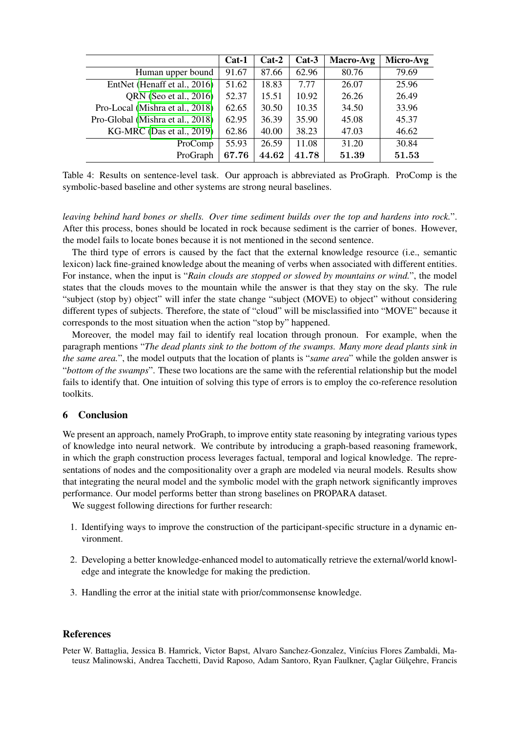| | Cat-1 | Cat-2 | Cat-3 | Macro-Avg | Micro-Avg |
|---|---|---|---|---|---|
| Human upper bound | 91.67 | 87.66 | 62.96 | 80.76 | 79.69 |
| EntNet (Henaff et al., 2016) | 51.62 | 18.83 | 7.77 | 26.07 | 25.96 |
| QRN (Seo et al., 2016) | 52.37 | 15.51 | 10.92 | 26.26 | 26.49 |
| Pro-Local (Mishra et al., 2018) | 62.65 | 30.50 | 10.35 | 34.50 | 33.96 |
| Pro-Global (Mishra et al., 2018) | 62.95 | 36.39 | 35.90 | 45.08 | 45.37 |
| KG-MRC (Das et al., 2019) | 62.86 | 40.00 | 38.23 | 47.03 | 46.62 |
| ProComp | 55.93 | 26.59 | 11.08 | 31.20 | 30.84 |
| ProGraph | **67.76** | **44.62** | **41.78** | **51.39** | **51.53** |

Table 4: Results on sentence-level task. Our approach is abbreviated as ProGraph. ProComp is the symbolic-based baseline and other systems are strong neural baselines.

*leaving behind hard bones or shells. Over time sediment builds over the top and hardens into rock.*". After this process, bones should be located in rock because sediment is the carrier of bones. However, the model fails to locate bones because it is not mentioned in the second sentence.

The third type of errors is caused by the fact that the external knowledge resource (i.e., semantic lexicon) lack fine-grained knowledge about the meaning of verbs when associated with different entities. For instance, when the input is "*Rain clouds are stopped or slowed by mountains or wind.*", the model states that the clouds moves to the mountain while the answer is that they stay on the sky. The rule "subject (stop by) object" will infer the state change "subject (MOVE) to object" without considering different types of subjects. Therefore, the state of "cloud" will be misclassified into "MOVE" because it corresponds to the most situation when the action "stop by" happened.

Moreover, the model may fail to identify real location through pronoun. For example, when the paragraph mentions "*The dead plants sink to the bottom of the swamps. Many more dead plants sink in the same area.*", the model outputs that the location of plants is "*same area*" while the golden answer is "*bottom of the swamps*". These two locations are the same with the referential relationship but the model fails to identify that. One intuition of solving this type of errors is to employ the co-reference resolution toolkits.

## 6 Conclusion

We present an approach, namely ProGraph, to improve entity state reasoning by integrating various types of knowledge into neural network. We contribute by introducing a graph-based reasoning framework, in which the graph construction process leverages factual, temporal and logical knowledge. The representations of nodes and the compositionality over a graph are modeled via neural models. Results show that integrating the neural model and the symbolic model with the graph network significantly improves performance. Our model performs better than strong baselines on PROPARA dataset.

We suggest following directions for further research:

1. Identifying ways to improve the construction of the participant-specific structure in a dynamic environment.

2. Developing a better knowledge-enhanced model to automatically retrieve the external/world knowledge and integrate the knowledge for making the prediction.

3. Handling the error at the initial state with prior/commonsense knowledge.

## References

Peter W. Battaglia, Jessica B. Hamrick, Victor Bapst, Alvaro Sanchez-Gonzalez, Vinícius Flores Zambaldi, Mateusz Malinowski, Andrea Tacchetti, David Raposo, Adam Santoro, Ryan Faulkner, Çaglar Gülçehre, Francis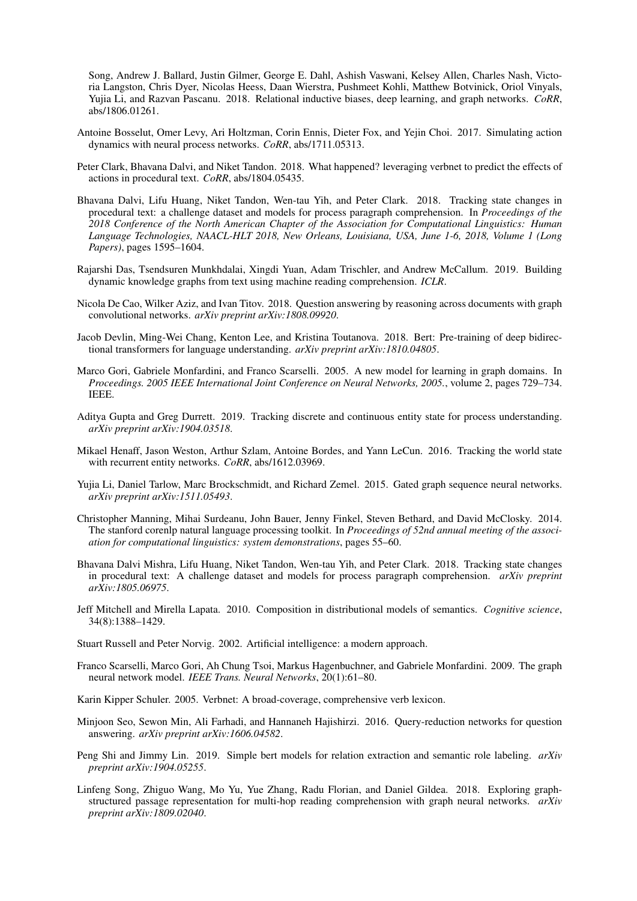Song, Andrew J. Ballard, Justin Gilmer, George E. Dahl, Ashish Vaswani, Kelsey Allen, Charles Nash, Victoria Langston, Chris Dyer, Nicolas Heess, Daan Wierstra, Pushmeet Kohli, Matthew Botvinick, Oriol Vinyals, Yujia Li, and Razvan Pascanu. 2018. Relational inductive biases, deep learning, and graph networks. *CoRR*, abs/1806.01261.

Antoine Bosselut, Omer Levy, Ari Holtzman, Corin Ennis, Dieter Fox, and Yejin Choi. 2017. Simulating action dynamics with neural process networks. *CoRR*, abs/1711.05313.

Peter Clark, Bhavana Dalvi, and Niket Tandon. 2018. What happened? leveraging verbnet to predict the effects of actions in procedural text. *CoRR*, abs/1804.05435.

Bhavana Dalvi, Lifu Huang, Niket Tandon, Wen-tau Yih, and Peter Clark. 2018. Tracking state changes in procedural text: a challenge dataset and models for process paragraph comprehension. In *Proceedings of the 2018 Conference of the North American Chapter of the Association for Computational Linguistics: Human Language Technologies, NAACL-HLT 2018, New Orleans, Louisiana, USA, June 1-6, 2018, Volume 1 (Long Papers)*, pages 1595–1604.

Rajarshi Das, Tsendsuren Munkhdalai, Xingdi Yuan, Adam Trischler, and Andrew McCallum. 2019. Building dynamic knowledge graphs from text using machine reading comprehension. *ICLR*.

Nicola De Cao, Wilker Aziz, and Ivan Titov. 2018. Question answering by reasoning across documents with graph convolutional networks. *arXiv preprint arXiv:1808.09920*.

Jacob Devlin, Ming-Wei Chang, Kenton Lee, and Kristina Toutanova. 2018. Bert: Pre-training of deep bidirectional transformers for language understanding. *arXiv preprint arXiv:1810.04805*.

Marco Gori, Gabriele Monfardini, and Franco Scarselli. 2005. A new model for learning in graph domains. In *Proceedings. 2005 IEEE International Joint Conference on Neural Networks, 2005.*, volume 2, pages 729–734. IEEE.

Aditya Gupta and Greg Durrett. 2019. Tracking discrete and continuous entity state for process understanding. *arXiv preprint arXiv:1904.03518*.

Mikael Henaff, Jason Weston, Arthur Szlam, Antoine Bordes, and Yann LeCun. 2016. Tracking the world state with recurrent entity networks. *CoRR*, abs/1612.03969.

Yujia Li, Daniel Tarlow, Marc Brockschmidt, and Richard Zemel. 2015. Gated graph sequence neural networks. *arXiv preprint arXiv:1511.05493*.

Christopher Manning, Mihai Surdeanu, John Bauer, Jenny Finkel, Steven Bethard, and David McClosky. 2014. The stanford corenlp natural language processing toolkit. In *Proceedings of 52nd annual meeting of the association for computational linguistics: system demonstrations*, pages 55–60.

Bhavana Dalvi Mishra, Lifu Huang, Niket Tandon, Wen-tau Yih, and Peter Clark. 2018. Tracking state changes in procedural text: A challenge dataset and models for process paragraph comprehension. *arXiv preprint arXiv:1805.06975*.

Jeff Mitchell and Mirella Lapata. 2010. Composition in distributional models of semantics. *Cognitive science*, 34(8):1388–1429.

Stuart Russell and Peter Norvig. 2002. Artificial intelligence: a modern approach.

Franco Scarselli, Marco Gori, Ah Chung Tsoi, Markus Hagenbuchner, and Gabriele Monfardini. 2009. The graph neural network model. *IEEE Trans. Neural Networks*, 20(1):61–80.

Karin Kipper Schuler. 2005. Verbnet: A broad-coverage, comprehensive verb lexicon.

Minjoon Seo, Sewon Min, Ali Farhadi, and Hannaneh Hajishirzi. 2016. Query-reduction networks for question answering. *arXiv preprint arXiv:1606.04582*.

Peng Shi and Jimmy Lin. 2019. Simple bert models for relation extraction and semantic role labeling. *arXiv preprint arXiv:1904.05255*.

Linfeng Song, Zhiguo Wang, Mo Yu, Yue Zhang, Radu Florian, and Daniel Gildea. 2018. Exploring graph-structured passage representation for multi-hop reading comprehension with graph neural networks. *arXiv preprint arXiv:1809.02040*.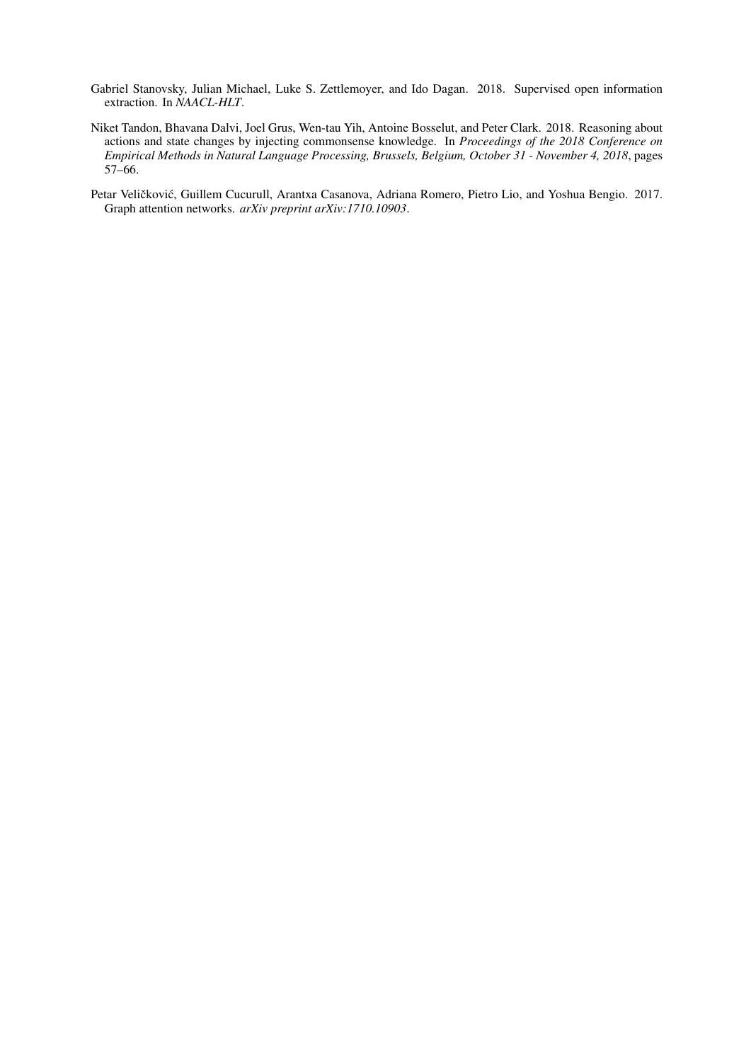Gabriel Stanovsky, Julian Michael, Luke S. Zettlemoyer, and Ido Dagan. 2018. Supervised open information extraction. In *NAACL-HLT*.

Niket Tandon, Bhavana Dalvi, Joel Grus, Wen-tau Yih, Antoine Bosselut, and Peter Clark. 2018. Reasoning about actions and state changes by injecting commonsense knowledge. In *Proceedings of the 2018 Conference on Empirical Methods in Natural Language Processing, Brussels, Belgium, October 31 - November 4, 2018*, pages 57–66.

Petar Veličković, Guillem Cucurull, Arantxa Casanova, Adriana Romero, Pietro Lio, and Yoshua Bengio. 2017. Graph attention networks. *arXiv preprint arXiv:1710.10903*.